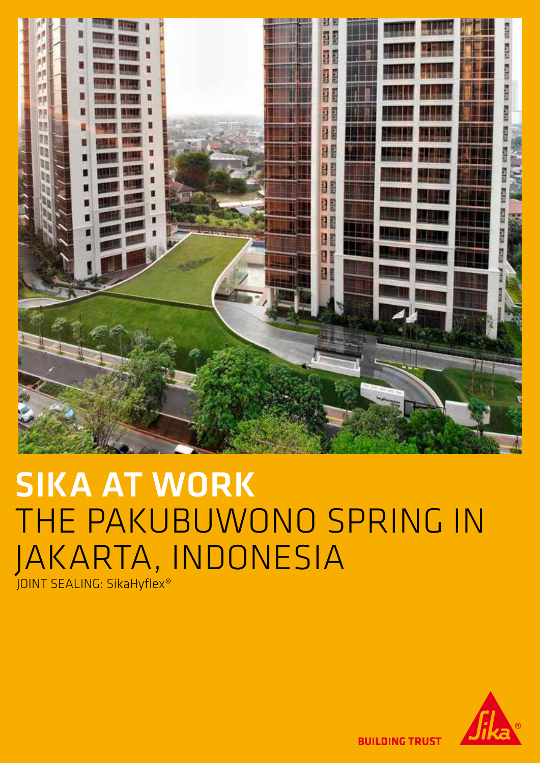# SIKA AT WORK
## THE PAKUBUWONO SPRING IN JAKARTA, INDONESIA

JOINT SEALING: SikaHyflex®

BUILDING TRUST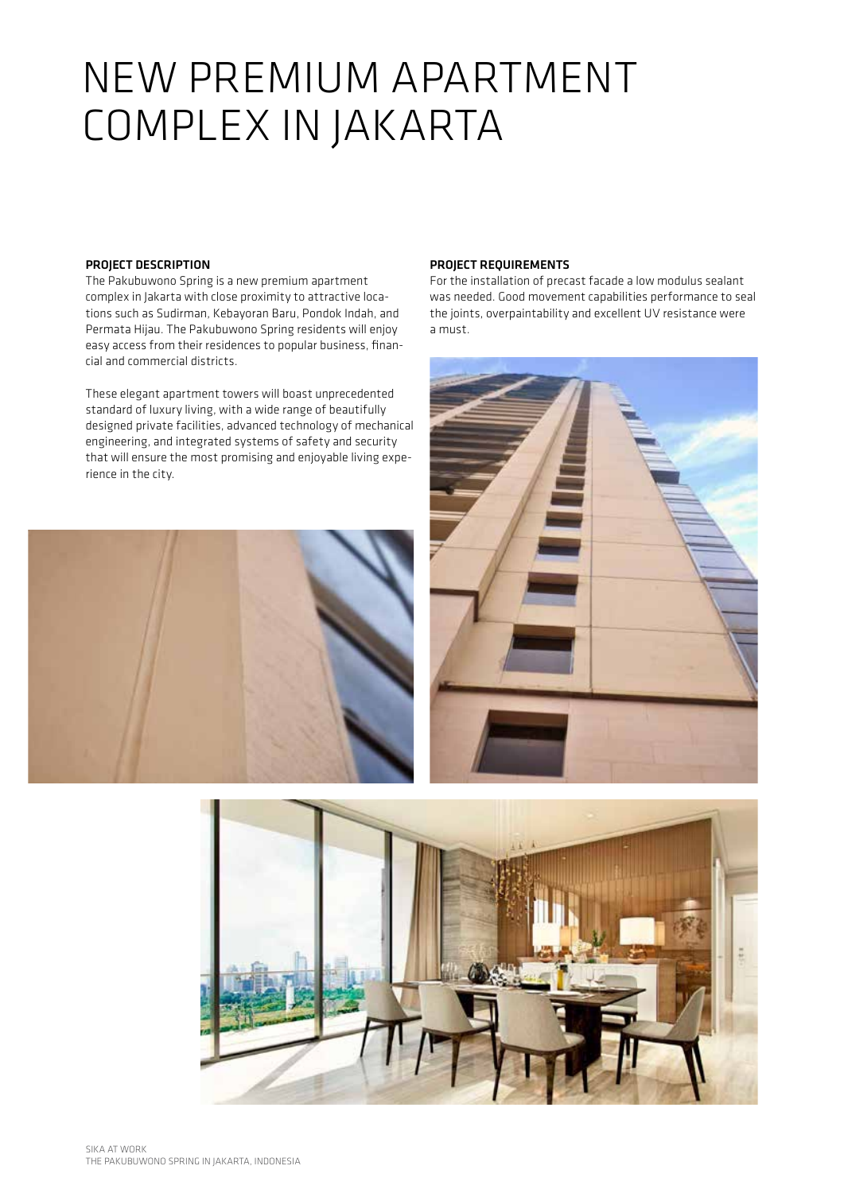# NEW PREMIUM APARTMENT COMPLEX IN JAKARTA

### PROJECT DESCRIPTION

The Pakubuwono Spring is a new premium apartment complex in Jakarta with close proximity to attractive locations such as Sudirman, Kebayoran Baru, Pondok Indah, and Permata Hijau. The Pakubuwono Spring residents will enjoy easy access from their residences to popular business, financial and commercial districts.

These elegant apartment towers will boast unprecedented standard of luxury living, with a wide range of beautifully designed private facilities, advanced technology of mechanical engineering, and integrated systems of safety and security that will ensure the most promising and enjoyable living experience in the city.

### PROJECT REQUIREMENTS

For the installation of precast facade a low modulus sealant was needed. Good movement capabilities performance to seal the joints, overpaintability and excellent UV resistance were a must.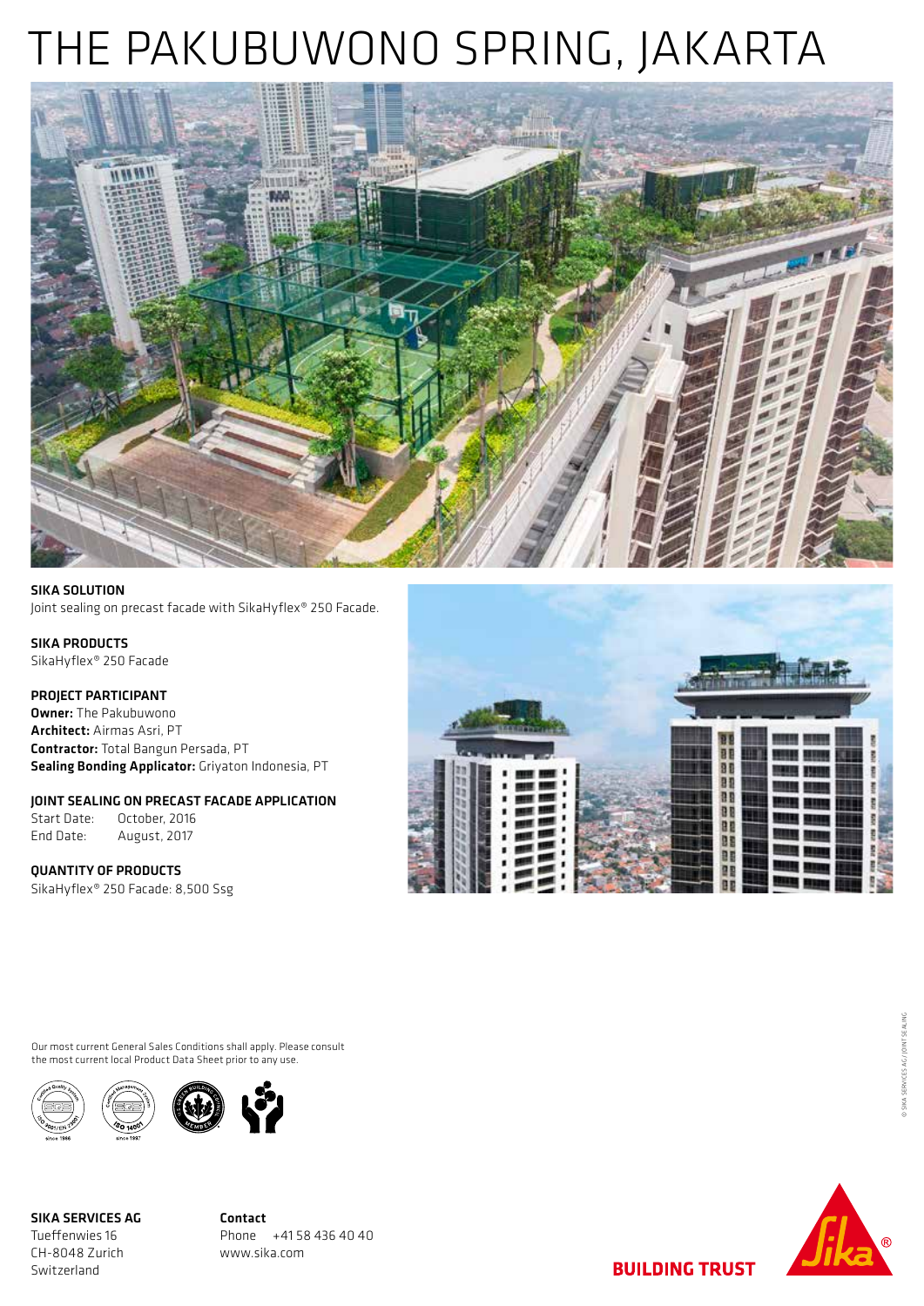# THE PAKUBUWONO SPRING, JAKARTA

**SIKA SOLUTION**
Joint sealing on precast facade with SikaHyflex® 250 Facade.

**SIKA PRODUCTS**
SikaHyflex® 250 Facade

**PROJECT PARTICIPANT**
**Owner:** The Pakubuwono
**Architect:** Airmas Asri, PT
**Contractor:** Total Bangun Persada, PT
**Sealing Bonding Applicator:** Griyaton Indonesia, PT

**JOINT SEALING ON PRECAST FACADE APPLICATION**
Start Date: October, 2016
End Date: August, 2017

**QUANTITY OF PRODUCTS**
SikaHyflex® 250 Facade: 8,500 Ssg

Our most current General Sales Conditions shall apply. Please consult the most current local Product Data Sheet prior to any use.

**SIKA SERVICES AG**
Tueffenwies 16
CH-8048 Zurich
Switzerland

**Contact**
Phone +41 58 436 40 40
www.sika.com

**BUILDING TRUST**

© SIKA SERVICES AG / JOINT SEALING